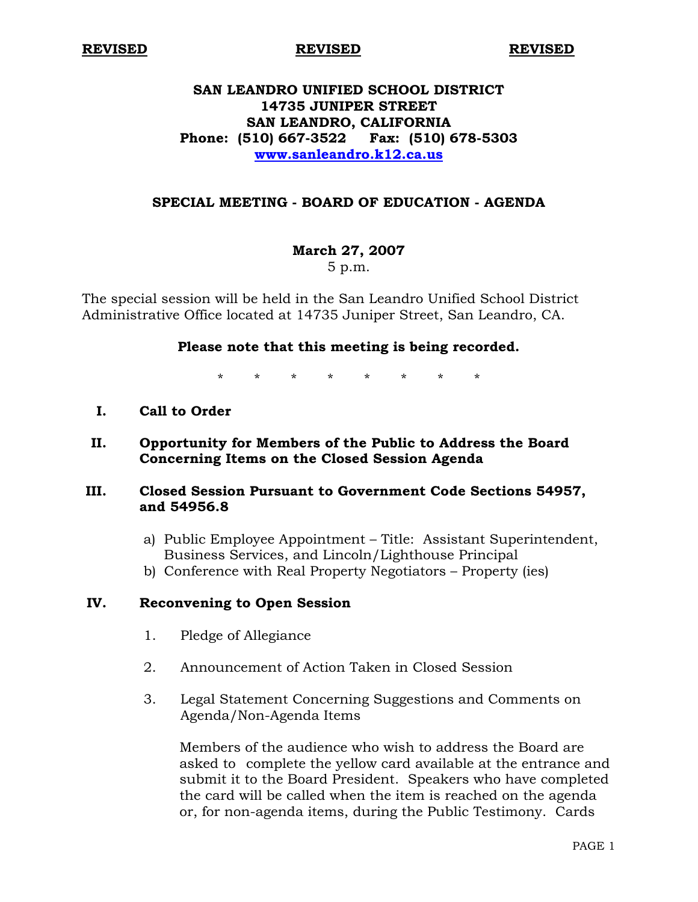**REVISED** **REVISED** **REVISED**

# SAN LEANDRO UNIFIED SCHOOL DISTRICT
**14735 JUNIPER STREET**
**SAN LEANDRO, CALIFORNIA**
**Phone: (510) 667-3522 Fax: (510) 678-5303**
**www.sanleandro.k12.ca.us**

## SPECIAL MEETING - BOARD OF EDUCATION - AGENDA

**March 27, 2007**
5 p.m.

The special session will be held in the San Leandro Unified School District Administrative Office located at 14735 Juniper Street, San Leandro, CA.

**Please note that this meeting is being recorded.**

\* \* \* \* \* \* \* \*

**I. Call to Order**

**II. Opportunity for Members of the Public to Address the Board Concerning Items on the Closed Session Agenda**

**III. Closed Session Pursuant to Government Code Sections 54957, and 54956.8**

a) Public Employee Appointment – Title: Assistant Superintendent, Business Services, and Lincoln/Lighthouse Principal
b) Conference with Real Property Negotiators – Property (ies)

**IV. Reconvening to Open Session**

1. Pledge of Allegiance

2. Announcement of Action Taken in Closed Session

3. Legal Statement Concerning Suggestions and Comments on Agenda/Non-Agenda Items

   Members of the audience who wish to address the Board are asked to complete the yellow card available at the entrance and submit it to the Board President. Speakers who have completed the card will be called when the item is reached on the agenda or, for non-agenda items, during the Public Testimony. Cards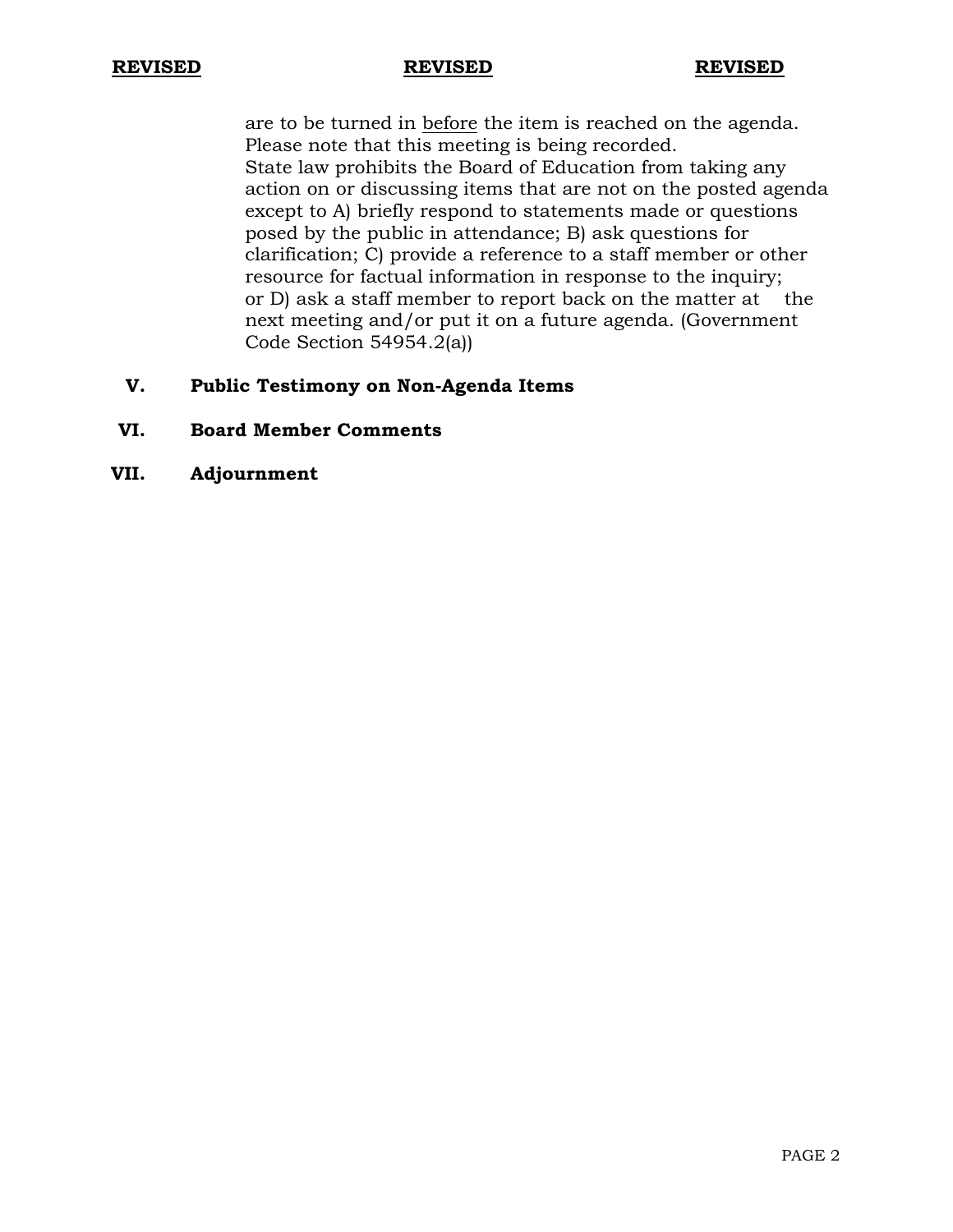are to be turned in before the item is reached on the agenda. Please note that this meeting is being recorded.
State law prohibits the Board of Education from taking any action on or discussing items that are not on the posted agenda except to A) briefly respond to statements made or questions posed by the public in attendance; B) ask questions for clarification; C) provide a reference to a staff member or other resource for factual information in response to the inquiry; or D) ask a staff member to report back on the matter at the next meeting and/or put it on a future agenda. (Government Code Section 54954.2(a))

**V. Public Testimony on Non-Agenda Items**

**VI. Board Member Comments**

**VII. Adjournment**